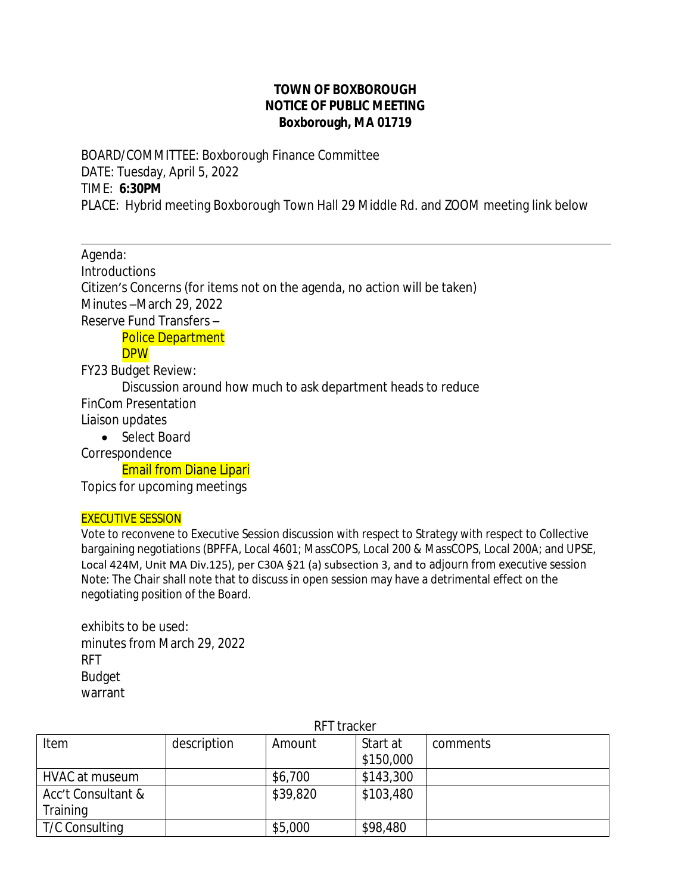**TOWN OF BOXBOROUGH**
**NOTICE OF PUBLIC MEETING**
**Boxborough, MA 01719**

BOARD/COMMITTEE: Boxborough Finance Committee
DATE: Tuesday, April 5, 2022
TIME: **6:30PM**
PLACE: Hybrid meeting Boxborough Town Hall 29 Middle Rd. and ZOOM meeting link below

---

Agenda:
Introductions
Citizen's Concerns (for items not on the agenda, no action will be taken)
Minutes –March 29, 2022
Reserve Fund Transfers –
  Police Department
  DPW
FY23 Budget Review:
  Discussion around how much to ask department heads to reduce
FinCom Presentation
Liaison updates
- Select Board

Correspondence
  Email from Diane Lipari
Topics for upcoming meetings

EXECUTIVE SESSION
Vote to reconvene to Executive Session discussion with respect to Strategy with respect to Collective bargaining negotiations (BPFFA, Local 4601; MassCOPS, Local 200 & MassCOPS, Local 200A; and UPSE, Local 424M, Unit MA Div.125), per C30A §21 (a) subsection 3, and to adjourn from executive session
Note: The Chair shall note that to discuss in open session may have a detrimental effect on the negotiating position of the Board.

exhibits to be used:
minutes from March 29, 2022
RFT
Budget
warrant

RFT tracker

| Item | description | Amount | Start at $150,000 | comments |
|---|---|---|---|---|
| HVAC at museum | | $6,700 | $143,300 | |
| Acc't Consultant & Training | | $39,820 | $103,480 | |
| T/C Consulting | | $5,000 | $98,480 | |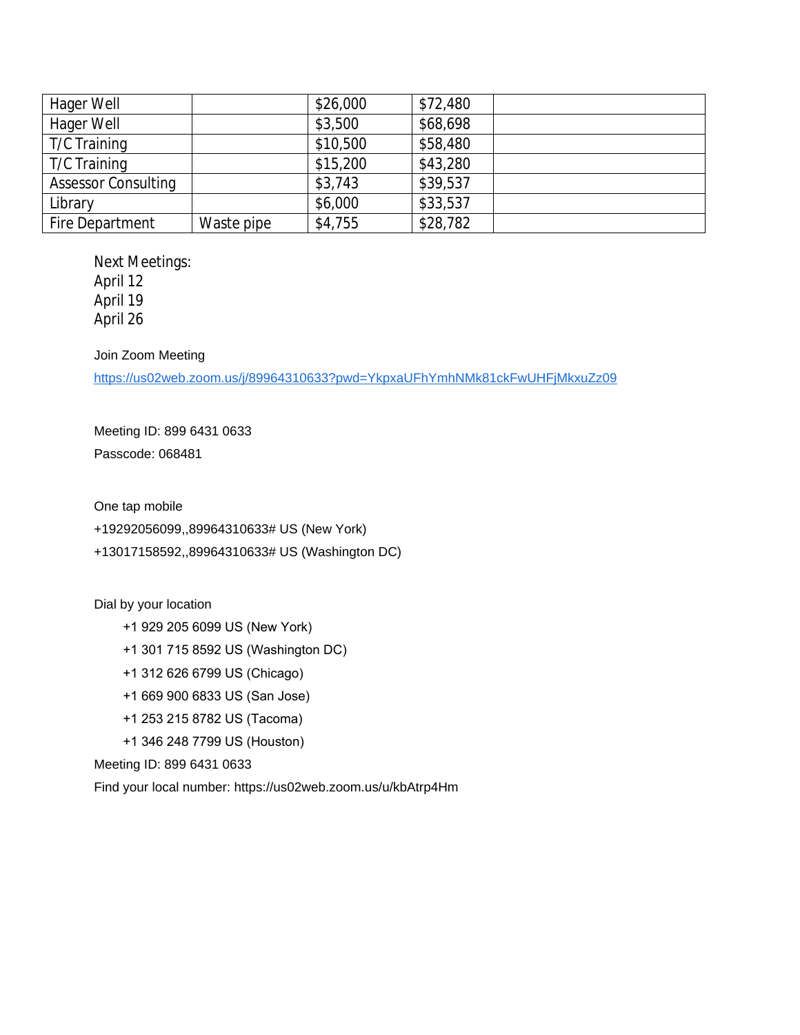| | | | | |
|---|---|---|---|---|
| Hager Well | | $26,000 | $72,480 | |
| Hager Well | | $3,500 | $68,698 | |
| T/C Training | | $10,500 | $58,480 | |
| T/C Training | | $15,200 | $43,280 | |
| Assessor Consulting | | $3,743 | $39,537 | |
| Library | | $6,000 | $33,537 | |
| Fire Department | Waste pipe | $4,755 | $28,782 | |

Next Meetings:
April 12
April 19
April 26

Join Zoom Meeting

https://us02web.zoom.us/j/89964310633?pwd=YkpxaUFhYmhNMk81ckFwUHFjMkxuZz09

Meeting ID: 899 6431 0633

Passcode: 068481

One tap mobile

+19292056099,,89964310633# US (New York)

+13017158592,,89964310633# US (Washington DC)

Dial by your location

+1 929 205 6099 US (New York)

+1 301 715 8592 US (Washington DC)

+1 312 626 6799 US (Chicago)

+1 669 900 6833 US (San Jose)

+1 253 215 8782 US (Tacoma)

+1 346 248 7799 US (Houston)

Meeting ID: 899 6431 0633

Find your local number: https://us02web.zoom.us/u/kbAtrp4Hm